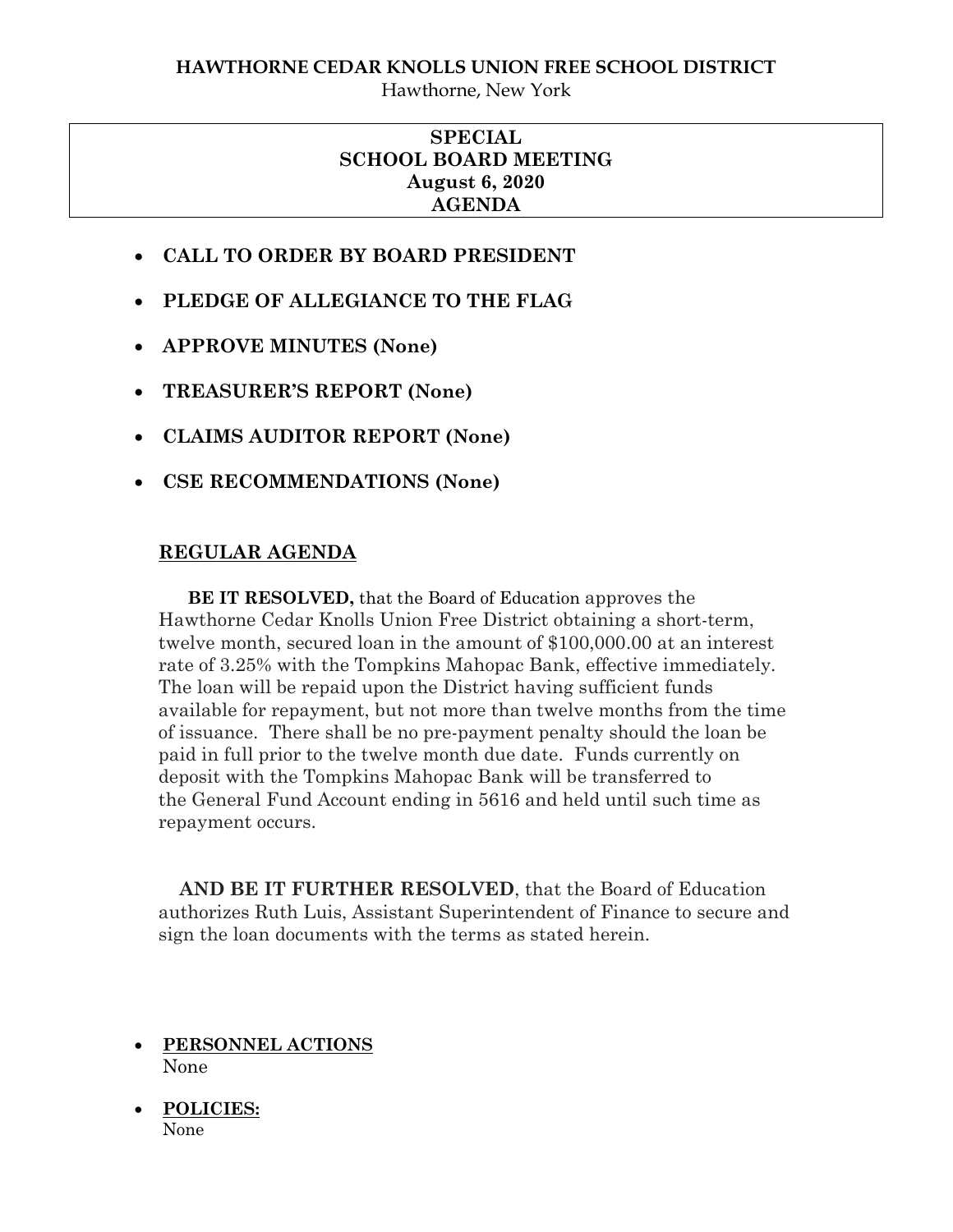**HAWTHORNE CEDAR KNOLLS UNION FREE SCHOOL DISTRICT**

Hawthorne, New York

# SPECIAL SCHOOL BOARD MEETING August 6, 2020 AGENDA

- **CALL TO ORDER BY BOARD PRESIDENT**
- **PLEDGE OF ALLEGIANCE TO THE FLAG**
- **APPROVE MINUTES (None)**
- **TREASURER'S REPORT (None)**
- **CLAIMS AUDITOR REPORT (None)**
- **CSE RECOMMENDATIONS (None)**

## REGULAR AGENDA

**BE IT RESOLVED,** that the Board of Education approves the Hawthorne Cedar Knolls Union Free District obtaining a short-term, twelve month, secured loan in the amount of $100,000.00 at an interest rate of 3.25% with the Tompkins Mahopac Bank, effective immediately. The loan will be repaid upon the District having sufficient funds available for repayment, but not more than twelve months from the time of issuance. There shall be no pre-payment penalty should the loan be paid in full prior to the twelve month due date. Funds currently on deposit with the Tompkins Mahopac Bank will be transferred to the General Fund Account ending in 5616 and held until such time as repayment occurs.

**AND BE IT FURTHER RESOLVED**, that the Board of Education authorizes Ruth Luis, Assistant Superintendent of Finance to secure and sign the loan documents with the terms as stated herein.

- **PERSONNEL ACTIONS**
  None
- **POLICIES:**
  None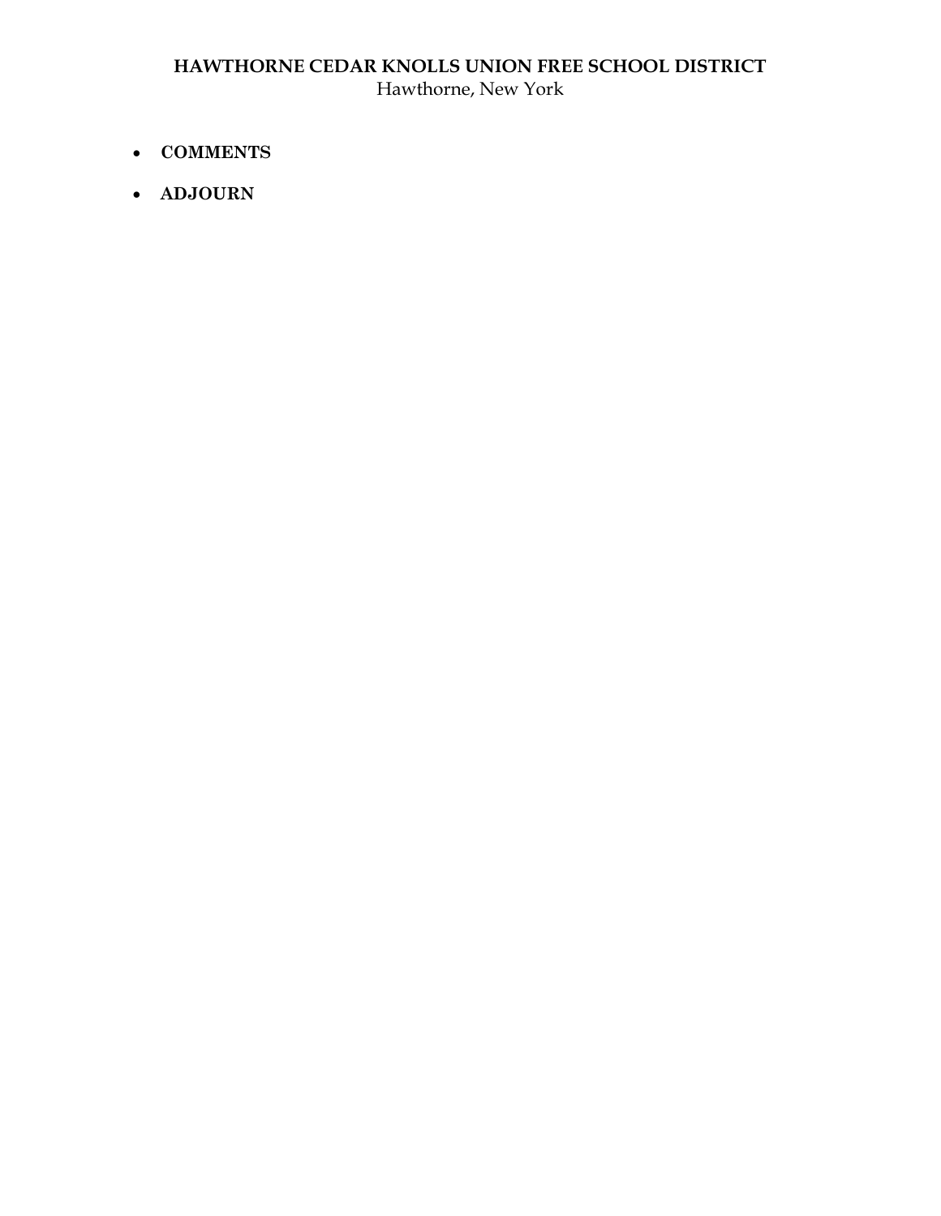- **COMMENTS**
- **ADJOURN**